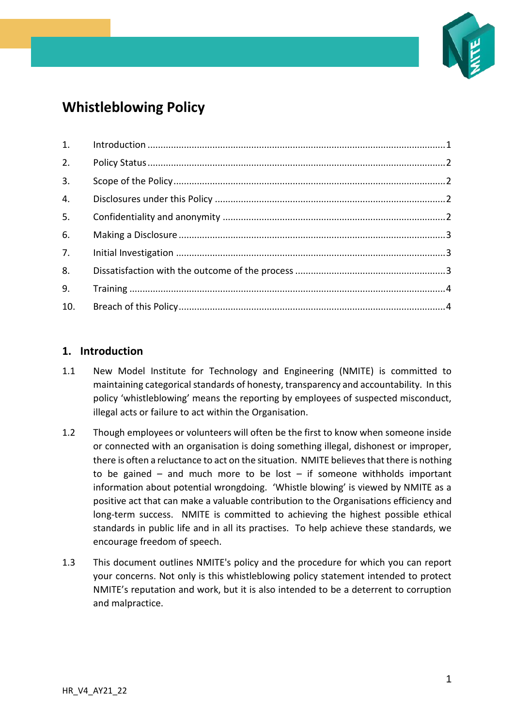# Whistleblowing Policy

| | | |
|---|---|---|
| 1. | Introduction | 1 |
| 2. | Policy Status | 2 |
| 3. | Scope of the Policy | 2 |
| 4. | Disclosures under this Policy | 2 |
| 5. | Confidentiality and anonymity | 2 |
| 6. | Making a Disclosure | 3 |
| 7. | Initial Investigation | 3 |
| 8. | Dissatisfaction with the outcome of the process | 3 |
| 9. | Training | 4 |
| 10. | Breach of this Policy | 4 |

## 1. Introduction

1.1 New Model Institute for Technology and Engineering (NMITE) is committed to maintaining categorical standards of honesty, transparency and accountability. In this policy 'whistleblowing' means the reporting by employees of suspected misconduct, illegal acts or failure to act within the Organisation.

1.2 Though employees or volunteers will often be the first to know when someone inside or connected with an organisation is doing something illegal, dishonest or improper, there is often a reluctance to act on the situation. NMITE believes that there is nothing to be gained – and much more to be lost – if someone withholds important information about potential wrongdoing. 'Whistle blowing' is viewed by NMITE as a positive act that can make a valuable contribution to the Organisations efficiency and long-term success. NMITE is committed to achieving the highest possible ethical standards in public life and in all its practises. To help achieve these standards, we encourage freedom of speech.

1.3 This document outlines NMITE's policy and the procedure for which you can report your concerns. Not only is this whistleblowing policy statement intended to protect NMITE's reputation and work, but it is also intended to be a deterrent to corruption and malpractice.

HR_V4_AY21_22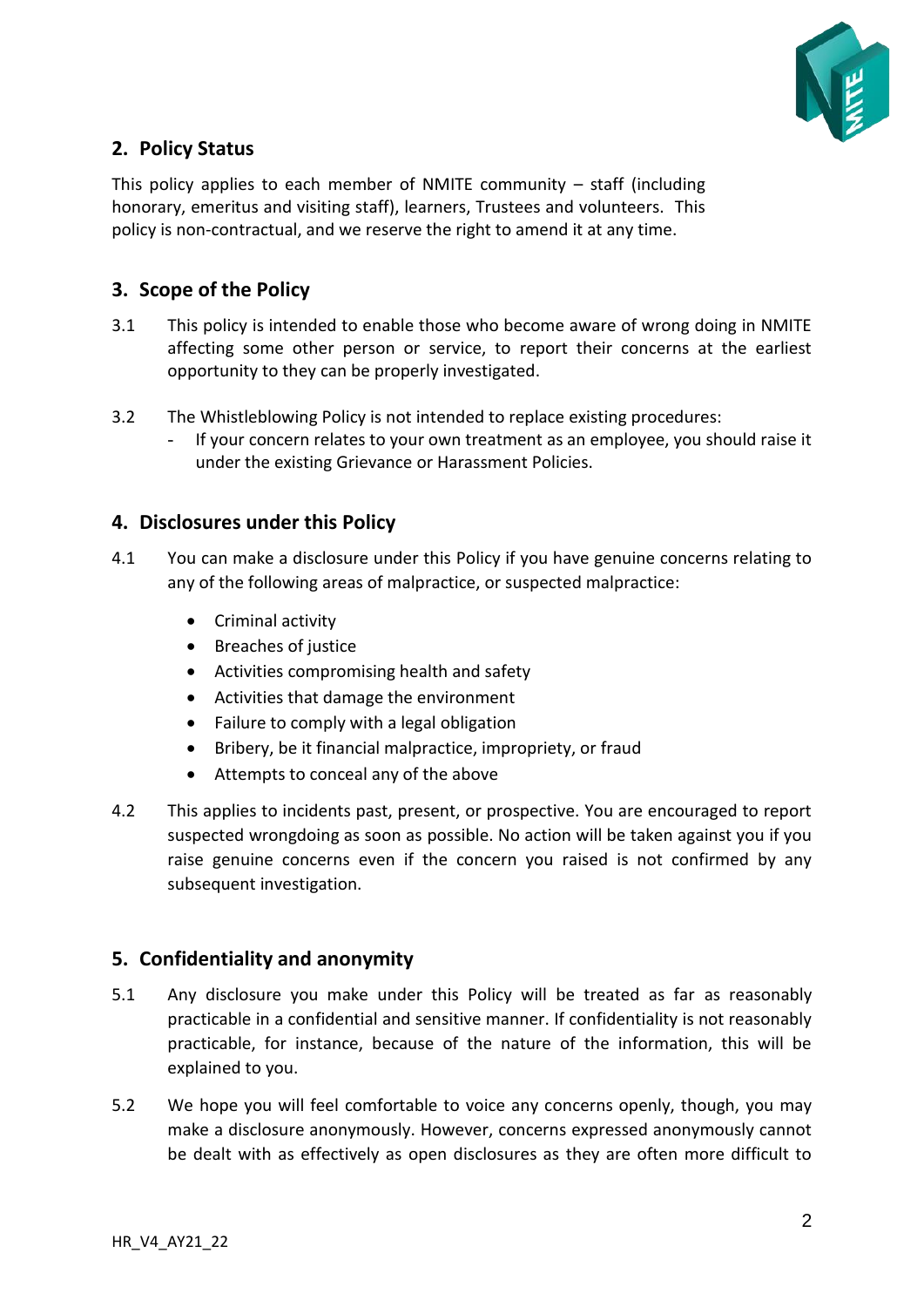## 2. Policy Status

This policy applies to each member of NMITE community – staff (including honorary, emeritus and visiting staff), learners, Trustees and volunteers. This policy is non-contractual, and we reserve the right to amend it at any time.

## 3. Scope of the Policy

3.1 This policy is intended to enable those who become aware of wrong doing in NMITE affecting some other person or service, to report their concerns at the earliest opportunity to they can be properly investigated.

3.2 The Whistleblowing Policy is not intended to replace existing procedures:

- If your concern relates to your own treatment as an employee, you should raise it under the existing Grievance or Harassment Policies.

## 4. Disclosures under this Policy

4.1 You can make a disclosure under this Policy if you have genuine concerns relating to any of the following areas of malpractice, or suspected malpractice:

- Criminal activity
- Breaches of justice
- Activities compromising health and safety
- Activities that damage the environment
- Failure to comply with a legal obligation
- Bribery, be it financial malpractice, impropriety, or fraud
- Attempts to conceal any of the above

4.2 This applies to incidents past, present, or prospective. You are encouraged to report suspected wrongdoing as soon as possible. No action will be taken against you if you raise genuine concerns even if the concern you raised is not confirmed by any subsequent investigation.

## 5. Confidentiality and anonymity

5.1 Any disclosure you make under this Policy will be treated as far as reasonably practicable in a confidential and sensitive manner. If confidentiality is not reasonably practicable, for instance, because of the nature of the information, this will be explained to you.

5.2 We hope you will feel comfortable to voice any concerns openly, though, you may make a disclosure anonymously. However, concerns expressed anonymously cannot be dealt with as effectively as open disclosures as they are often more difficult to

HR_V4_AY21_22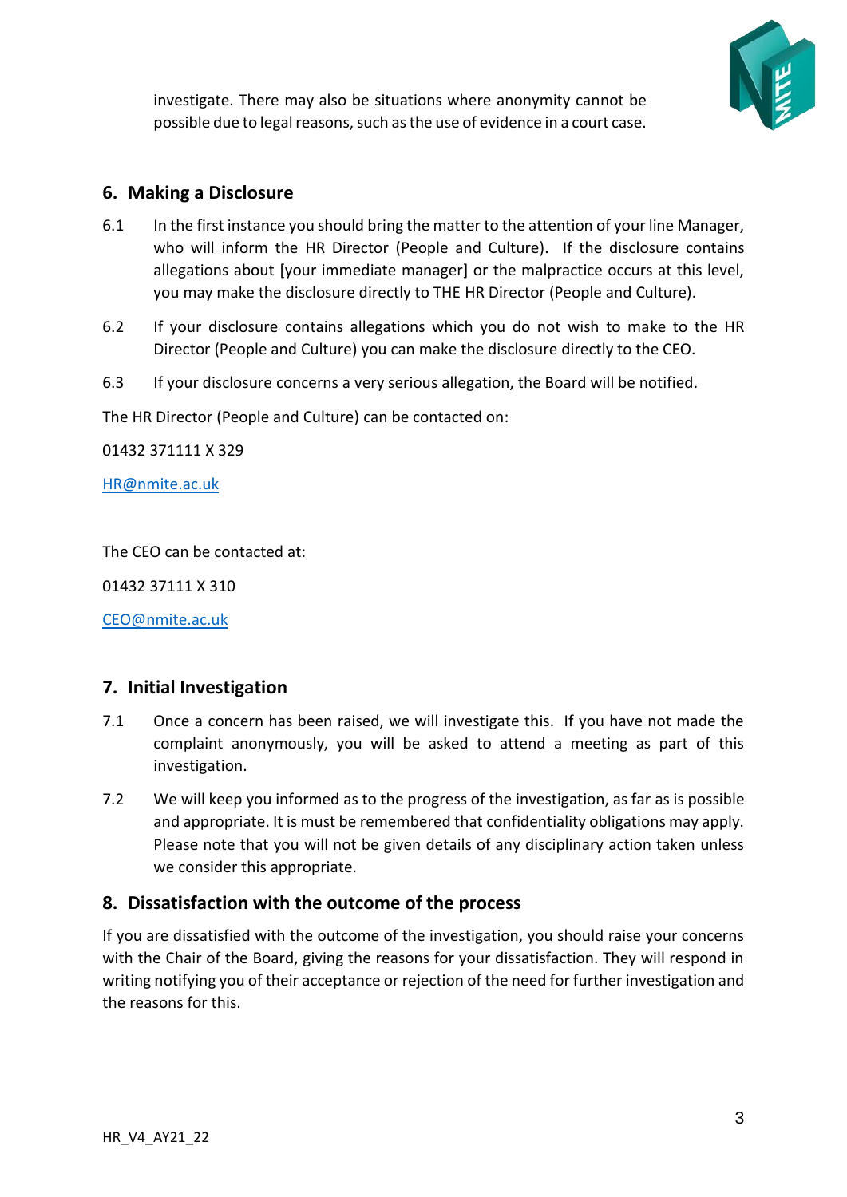investigate. There may also be situations where anonymity cannot be possible due to legal reasons, such as the use of evidence in a court case.

## 6. Making a Disclosure

6.1 In the first instance you should bring the matter to the attention of your line Manager, who will inform the HR Director (People and Culture). If the disclosure contains allegations about [your immediate manager] or the malpractice occurs at this level, you may make the disclosure directly to THE HR Director (People and Culture).

6.2 If your disclosure contains allegations which you do not wish to make to the HR Director (People and Culture) you can make the disclosure directly to the CEO.

6.3 If your disclosure concerns a very serious allegation, the Board will be notified.

The HR Director (People and Culture) can be contacted on:

01432 371111 X 329

HR@nmite.ac.uk

The CEO can be contacted at:

01432 37111 X 310

CEO@nmite.ac.uk

## 7. Initial Investigation

7.1 Once a concern has been raised, we will investigate this. If you have not made the complaint anonymously, you will be asked to attend a meeting as part of this investigation.

7.2 We will keep you informed as to the progress of the investigation, as far as is possible and appropriate. It is must be remembered that confidentiality obligations may apply. Please note that you will not be given details of any disciplinary action taken unless we consider this appropriate.

## 8. Dissatisfaction with the outcome of the process

If you are dissatisfied with the outcome of the investigation, you should raise your concerns with the Chair of the Board, giving the reasons for your dissatisfaction. They will respond in writing notifying you of their acceptance or rejection of the need for further investigation and the reasons for this.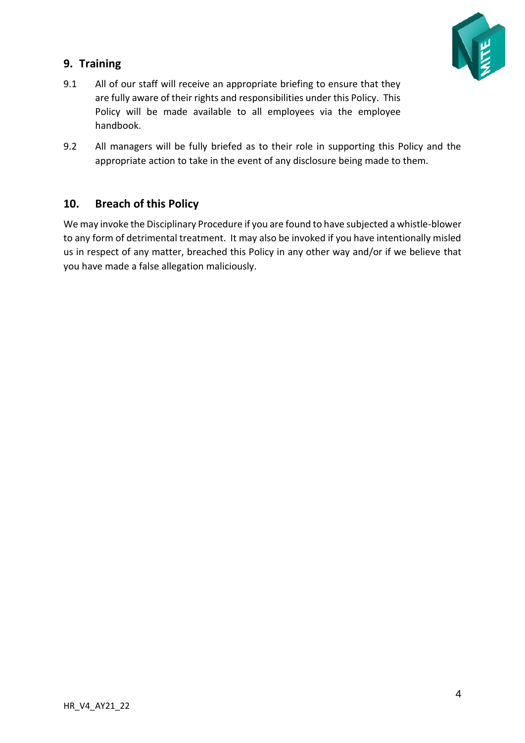## 9. Training

9.1 All of our staff will receive an appropriate briefing to ensure that they are fully aware of their rights and responsibilities under this Policy. This Policy will be made available to all employees via the employee handbook.

9.2 All managers will be fully briefed as to their role in supporting this Policy and the appropriate action to take in the event of any disclosure being made to them.

## 10. Breach of this Policy

We may invoke the Disciplinary Procedure if you are found to have subjected a whistle-blower to any form of detrimental treatment. It may also be invoked if you have intentionally misled us in respect of any matter, breached this Policy in any other way and/or if we believe that you have made a false allegation maliciously.